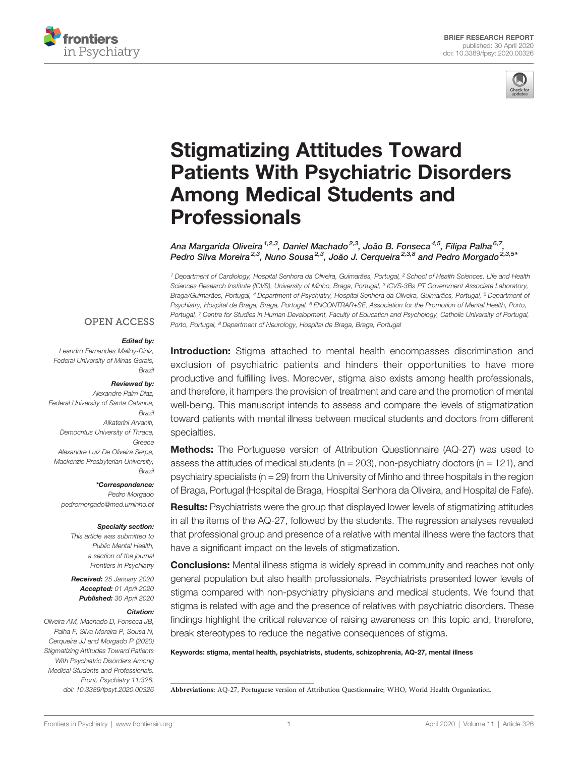BRIEF RESEARCH REPORT
published: 30 April 2020
doi: 10.3389/fpsyt.2020.00326

# Stigmatizing Attitudes Toward Patients With Psychiatric Disorders Among Medical Students and Professionals

Ana Margarida Oliveira[1,2,3], Daniel Machado[2,3], João B. Fonseca[4,5], Filipa Palha[6,7], Pedro Silva Moreira[2,3], Nuno Sousa[2,3], João J. Cerqueira[2,3,8] and Pedro Morgado[2,3,5]*

[1] Department of Cardiology, Hospital Senhora da Oliveira, Guimarães, Portugal, [2] School of Health Sciences, Life and Health Sciences Research Institute (ICVS), University of Minho, Braga, Portugal, [3] ICVS-3Bs PT Government Associate Laboratory, Braga/Guimarães, Portugal, [4] Department of Psychiatry, Hospital Senhora da Oliveira, Guimarães, Portugal, [5] Department of Psychiatry, Hospital de Braga, Braga, Portugal, [6] ENCONTRAR+SE, Association for the Promotion of Mental Health, Porto, Portugal, [7] Centre for Studies in Human Development, Faculty of Education and Psychology, Catholic University of Portugal, Porto, Portugal, [8] Department of Neurology, Hospital de Braga, Braga, Portugal

OPEN ACCESS

*Edited by:*
Leandro Fernandes Malloy-Diniz, Federal University of Minas Gerais, Brazil

*Reviewed by:*
Alexandre Paim Diaz, Federal University of Santa Catarina, Brazil
Aikaterini Arvaniti, Democritus University of Thrace, Greece
Alexandre Luiz De Oliveira Serpa, Mackenzie Presbyterian University, Brazil

*\*Correspondence:*
Pedro Morgado
pedromorgado@med.uminho.pt

*Specialty section:*
This article was submitted to Public Mental Health, a section of the journal Frontiers in Psychiatry

**Received:** 25 January 2020
**Accepted:** 01 April 2020
**Published:** 30 April 2020

*Citation:*
Oliveira AM, Machado D, Fonseca JB, Palha F, Silva Moreira P, Sousa N, Cerqueira JJ and Morgado P (2020) Stigmatizing Attitudes Toward Patients With Psychiatric Disorders Among Medical Students and Professionals. Front. Psychiatry 11:326. doi: 10.3389/fpsyt.2020.00326

**Introduction:** Stigma attached to mental health encompasses discrimination and exclusion of psychiatric patients and hinders their opportunities to have more productive and fulfilling lives. Moreover, stigma also exists among health professionals, and therefore, it hampers the provision of treatment and care and the promotion of mental well-being. This manuscript intends to assess and compare the levels of stigmatization toward patients with mental illness between medical students and doctors from different specialties.

**Methods:** The Portuguese version of Attribution Questionnaire (AQ-27) was used to assess the attitudes of medical students (n = 203), non-psychiatry doctors (n = 121), and psychiatry specialists (n = 29) from the University of Minho and three hospitals in the region of Braga, Portugal (Hospital de Braga, Hospital Senhora da Oliveira, and Hospital de Fafe).

**Results:** Psychiatrists were the group that displayed lower levels of stigmatizing attitudes in all the items of the AQ-27, followed by the students. The regression analyses revealed that professional group and presence of a relative with mental illness were the factors that have a significant impact on the levels of stigmatization.

**Conclusions:** Mental illness stigma is widely spread in community and reaches not only general population but also health professionals. Psychiatrists presented lower levels of stigma compared with non-psychiatry physicians and medical students. We found that stigma is related with age and the presence of relatives with psychiatric disorders. These findings highlight the critical relevance of raising awareness on this topic and, therefore, break stereotypes to reduce the negative consequences of stigma.

**Keywords:** stigma, mental health, psychiatrists, students, schizophrenia, AQ-27, mental illness

**Abbreviations:** AQ-27, Portuguese version of Attribution Questionnaire; WHO, World Health Organization.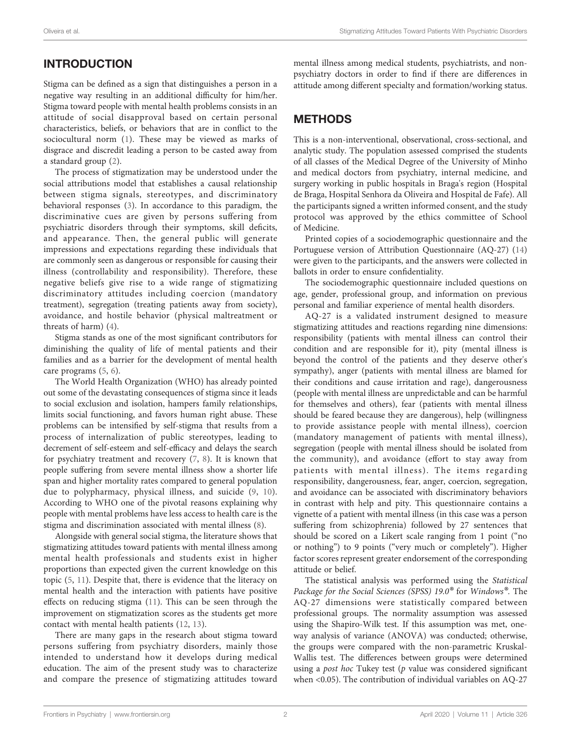## INTRODUCTION

Stigma can be defined as a sign that distinguishes a person in a negative way resulting in an additional difficulty for him/her. Stigma toward people with mental health problems consists in an attitude of social disapproval based on certain personal characteristics, beliefs, or behaviors that are in conflict to the sociocultural norm (1). These may be viewed as marks of disgrace and discredit leading a person to be casted away from a standard group (2).

The process of stigmatization may be understood under the social attributions model that establishes a causal relationship between stigma signals, stereotypes, and discriminatory behavioral responses (3). In accordance to this paradigm, the discriminative cues are given by persons suffering from psychiatric disorders through their symptoms, skill deficits, and appearance. Then, the general public will generate impressions and expectations regarding these individuals that are commonly seen as dangerous or responsible for causing their illness (controllability and responsibility). Therefore, these negative beliefs give rise to a wide range of stigmatizing discriminatory attitudes including coercion (mandatory treatment), segregation (treating patients away from society), avoidance, and hostile behavior (physical maltreatment or threats of harm) (4).

Stigma stands as one of the most significant contributors for diminishing the quality of life of mental patients and their families and as a barrier for the development of mental health care programs (5, 6).

The World Health Organization (WHO) has already pointed out some of the devastating consequences of stigma since it leads to social exclusion and isolation, hampers family relationships, limits social functioning, and favors human right abuse. These problems can be intensified by self-stigma that results from a process of internalization of public stereotypes, leading to decrement of self-esteem and self-efficacy and delays the search for psychiatry treatment and recovery (7, 8). It is known that people suffering from severe mental illness show a shorter life span and higher mortality rates compared to general population due to polypharmacy, physical illness, and suicide (9, 10). According to WHO one of the pivotal reasons explaining why people with mental problems have less access to health care is the stigma and discrimination associated with mental illness (8).

Alongside with general social stigma, the literature shows that stigmatizing attitudes toward patients with mental illness among mental health professionals and students exist in higher proportions than expected given the current knowledge on this topic (5, 11). Despite that, there is evidence that the literacy on mental health and the interaction with patients have positive effects on reducing stigma (11). This can be seen through the improvement on stigmatization scores as the students get more contact with mental health patients (12, 13).

There are many gaps in the research about stigma toward persons suffering from psychiatry disorders, mainly those intended to understand how it develops during medical education. The aim of the present study was to characterize and compare the presence of stigmatizing attitudes toward mental illness among medical students, psychiatrists, and non-psychiatry doctors in order to find if there are differences in attitude among different specialty and formation/working status.

## METHODS

This is a non-interventional, observational, cross-sectional, and analytic study. The population assessed comprised the students of all classes of the Medical Degree of the University of Minho and medical doctors from psychiatry, internal medicine, and surgery working in public hospitals in Braga's region (Hospital de Braga, Hospital Senhora da Oliveira and Hospital de Fafe). All the participants signed a written informed consent, and the study protocol was approved by the ethics committee of School of Medicine.

Printed copies of a sociodemographic questionnaire and the Portuguese version of Attribution Questionnaire (AQ-27) (14) were given to the participants, and the answers were collected in ballots in order to ensure confidentiality.

The sociodemographic questionnaire included questions on age, gender, professional group, and information on previous personal and familiar experience of mental health disorders.

AQ-27 is a validated instrument designed to measure stigmatizing attitudes and reactions regarding nine dimensions: responsibility (patients with mental illness can control their condition and are responsible for it), pity (mental illness is beyond the control of the patients and they deserve other's sympathy), anger (patients with mental illness are blamed for their conditions and cause irritation and rage), dangerousness (people with mental illness are unpredictable and can be harmful for themselves and others), fear (patients with mental illness should be feared because they are dangerous), help (willingness to provide assistance people with mental illness), coercion (mandatory management of patients with mental illness), segregation (people with mental illness should be isolated from the community), and avoidance (effort to stay away from patients with mental illness). The items regarding responsibility, dangerousness, fear, anger, coercion, segregation, and avoidance can be associated with discriminatory behaviors in contrast with help and pity. This questionnaire contains a vignette of a patient with mental illness (in this case was a person suffering from schizophrenia) followed by 27 sentences that should be scored on a Likert scale ranging from 1 point ("no or nothing") to 9 points ("very much or completely"). Higher factor scores represent greater endorsement of the corresponding attitude or belief.

The statistical analysis was performed using the *Statistical Package for the Social Sciences (SPSS) 19.0®* for *Windows®*. The AQ-27 dimensions were statistically compared between professional groups. The normality assumption was assessed using the Shapiro-Wilk test. If this assumption was met, one-way analysis of variance (ANOVA) was conducted; otherwise, the groups were compared with the non-parametric Kruskal-Wallis test. The differences between groups were determined using a *post hoc* Tukey test ($p$ value was considered significant when <0.05). The contribution of individual variables on AQ-27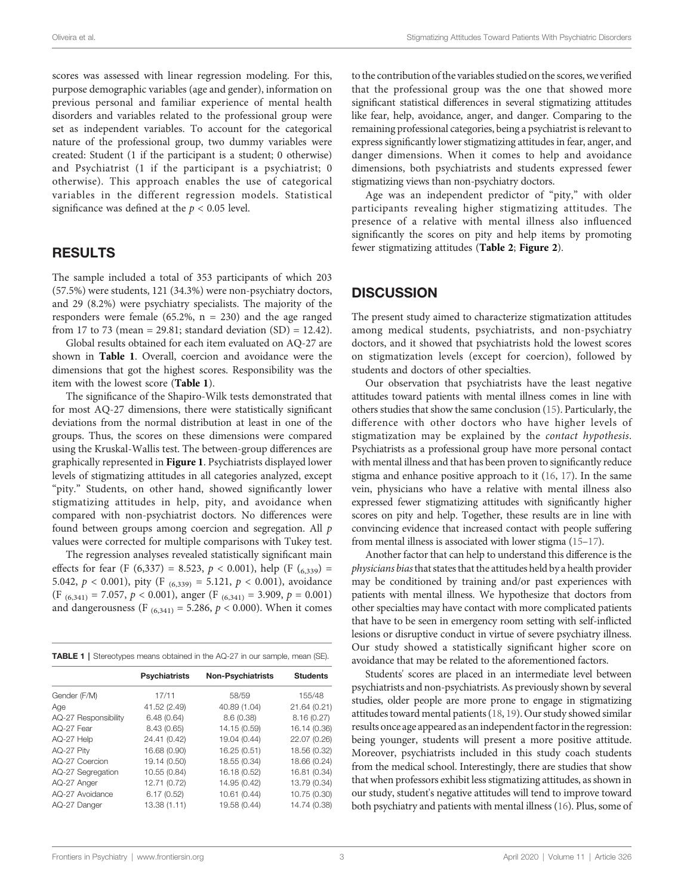scores was assessed with linear regression modeling. For this, purpose demographic variables (age and gender), information on previous personal and familiar experience of mental health disorders and variables related to the professional group were set as independent variables. To account for the categorical nature of the professional group, two dummy variables were created: Student (1 if the participant is a student; 0 otherwise) and Psychiatrist (1 if the participant is a psychiatrist; 0 otherwise). This approach enables the use of categorical variables in the different regression models. Statistical significance was defined at the $p < 0.05$ level.

## RESULTS

The sample included a total of 353 participants of which 203 (57.5%) were students, 121 (34.3%) were non-psychiatry doctors, and 29 (8.2%) were psychiatry specialists. The majority of the responders were female (65.2%, n = 230) and the age ranged from 17 to 73 (mean = 29.81; standard deviation (SD) = 12.42).

Global results obtained for each item evaluated on AQ-27 are shown in **Table 1**. Overall, coercion and avoidance were the dimensions that got the highest scores. Responsibility was the item with the lowest score (**Table 1**).

The significance of the Shapiro-Wilk tests demonstrated that for most AQ-27 dimensions, there were statistically significant deviations from the normal distribution at least in one of the groups. Thus, the scores on these dimensions were compared using the Kruskal-Wallis test. The between-group differences are graphically represented in **Figure 1**. Psychiatrists displayed lower levels of stigmatizing attitudes in all categories analyzed, except "pity." Students, on other hand, showed significantly lower stigmatizing attitudes in help, pity, and avoidance when compared with non-psychiatrist doctors. No differences were found between groups among coercion and segregation. All $p$ values were corrected for multiple comparisons with Tukey test.

The regression analyses revealed statistically significant main effects for fear ($F$ (6,337) = 8.523, $p < 0.001$), help ($F_{(6,339)}$ = 5.042, $p < 0.001$), pity ($F_{(6,339)}$ = 5.121, $p < 0.001$), avoidance ($F_{(6,341)}$ = 7.057, $p < 0.001$), anger ($F_{(6,341)}$ = 3.909, $p = 0.001$) and dangerousness ($F_{(6,341)}$ = 5.286, $p < 0.000$). When it comes to the contribution of the variables studied on the scores, we verified that the professional group was the one that showed more significant statistical differences in several stigmatizing attitudes like fear, help, avoidance, anger, and danger. Comparing to the remaining professional categories, being a psychiatrist is relevant to express significantly lower stigmatizing attitudes in fear, anger, and danger dimensions. When it comes to help and avoidance dimensions, both psychiatrists and students expressed fewer stigmatizing views than non-psychiatry doctors.

Age was an independent predictor of "pity," with older participants revealing higher stigmatizing attitudes. The presence of a relative with mental illness also influenced significantly the scores on pity and help items by promoting fewer stigmatizing attitudes (**Table 2**; **Figure 2**).

**TABLE 1** | Stereotypes means obtained in the AQ-27 in our sample, mean (SE).

| | Psychiatrists | Non-Psychiatrists | Students |
|---|---|---|---|
| Gender (F/M) | 17/11 | 58/59 | 155/48 |
| Age | 41.52 (2.49) | 40.89 (1.04) | 21.64 (0.21) |
| AQ-27 Responsibility | 6.48 (0.64) | 8.6 (0.38) | 8.16 (0.27) |
| AQ-27 Fear | 8.43 (0.65) | 14.15 (0.59) | 16.14 (0.36) |
| AQ-27 Help | 24.41 (0.42) | 19.04 (0.44) | 22.07 (0.26) |
| AQ-27 Pity | 16.68 (0.90) | 16.25 (0.51) | 18.56 (0.32) |
| AQ-27 Coercion | 19.14 (0.50) | 18.55 (0.34) | 18.66 (0.24) |
| AQ-27 Segregation | 10.55 (0.84) | 16.18 (0.52) | 16.81 (0.34) |
| AQ-27 Anger | 12.71 (0.72) | 14.95 (0.42) | 13.79 (0.34) |
| AQ-27 Avoidance | 6.17 (0.52) | 10.61 (0.44) | 10.75 (0.30) |
| AQ-27 Danger | 13.38 (1.11) | 19.58 (0.44) | 14.74 (0.38) |

## DISCUSSION

The present study aimed to characterize stigmatization attitudes among medical students, psychiatrists, and non-psychiatry doctors, and it showed that psychiatrists hold the lowest scores on stigmatization levels (except for coercion), followed by students and doctors of other specialties.

Our observation that psychiatrists have the least negative attitudes toward patients with mental illness comes in line with others studies that show the same conclusion (15). Particularly, the difference with other doctors who have higher levels of stigmatization may be explained by the *contact hypothesis*. Psychiatrists as a professional group have more personal contact with mental illness and that has been proven to significantly reduce stigma and enhance positive approach to it (16, 17). In the same vein, physicians who have a relative with mental illness also expressed fewer stigmatizing attitudes with significantly higher scores on pity and help. Together, these results are in line with convincing evidence that increased contact with people suffering from mental illness is associated with lower stigma (15–17).

Another factor that can help to understand this difference is the *physicians bias* that states that the attitudes held by a health provider may be conditioned by training and/or past experiences with patients with mental illness. We hypothesize that doctors from other specialties may have contact with more complicated patients that have to be seen in emergency room setting with self-inflicted lesions or disruptive conduct in virtue of severe psychiatry illness. Our study showed a statistically significant higher score on avoidance that may be related to the aforementioned factors.

Students' scores are placed in an intermediate level between psychiatrists and non-psychiatrists. As previously shown by several studies, older people are more prone to engage in stigmatizing attitudes toward mental patients (18, 19). Our study showed similar results once age appeared as an independent factor in the regression: being younger, students will present a more positive attitude. Moreover, psychiatrists included in this study coach students from the medical school. Interestingly, there are studies that show that when professors exhibit less stigmatizing attitudes, as shown in our study, student's negative attitudes will tend to improve toward both psychiatry and patients with mental illness (16). Plus, some of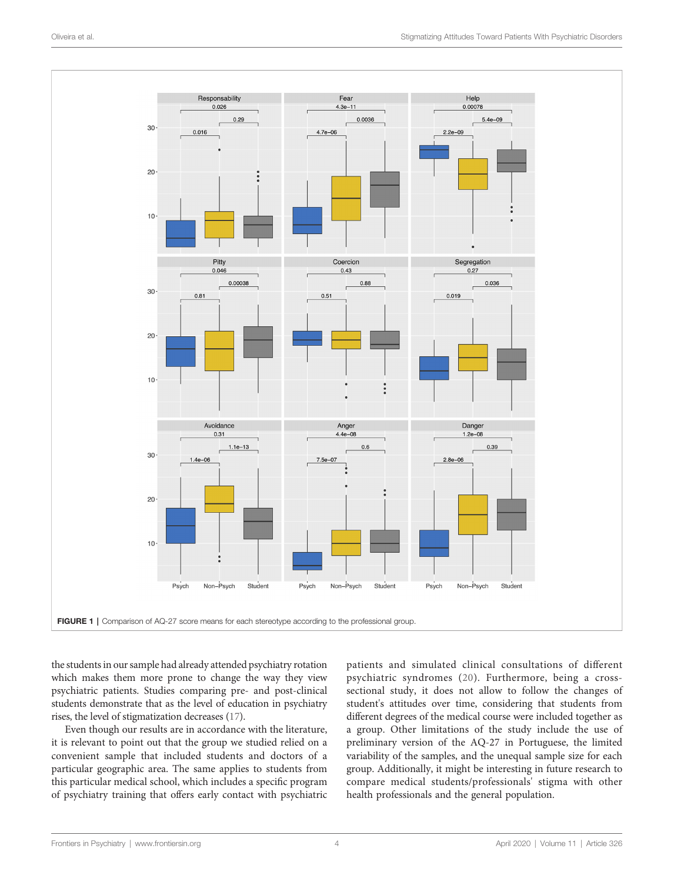FIGURE 1 | Comparison of AQ-27 score means for each stereotype according to the professional group.

the students in our sample had already attended psychiatry rotation which makes them more prone to change the way they view psychiatric patients. Studies comparing pre- and post-clinical students demonstrate that as the level of education in psychiatry rises, the level of stigmatization decreases (17).

Even though our results are in accordance with the literature, it is relevant to point out that the group we studied relied on a convenient sample that included students and doctors of a particular geographic area. The same applies to students from this particular medical school, which includes a specific program of psychiatry training that offers early contact with psychiatric patients and simulated clinical consultations of different psychiatric syndromes (20). Furthermore, being a cross-sectional study, it does not allow to follow the changes of student's attitudes over time, considering that students from different degrees of the medical course were included together as a group. Other limitations of the study include the use of preliminary version of the AQ-27 in Portuguese, the limited variability of the samples, and the unequal sample size for each group. Additionally, it might be interesting in future research to compare medical students/professionals' stigma with other health professionals and the general population.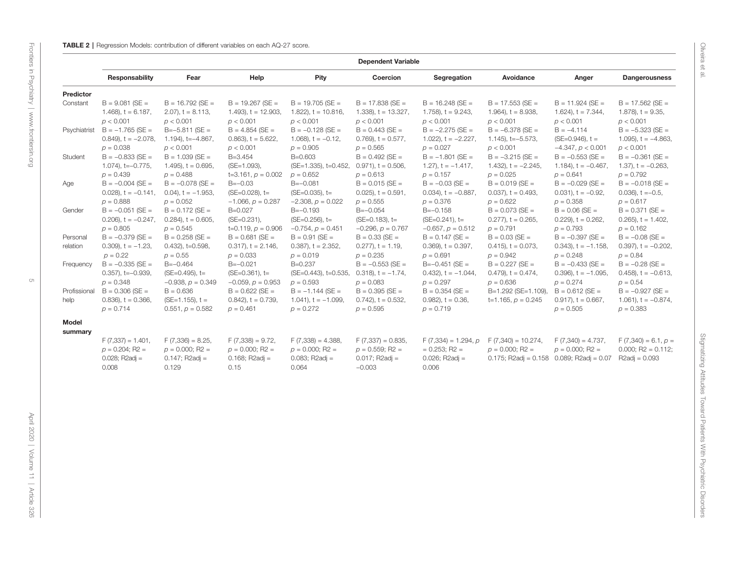**TABLE 2** | Regression Models: contribution of different variables on each AQ-27 score.

| | Dependent Variable | | | | | | | | |
|---|---|---|---|---|---|---|---|---|---|
| | **Responsability** | **Fear** | **Help** | **Pity** | **Coercion** | **Segregation** | **Avoidance** | **Anger** | **Dangerousness** |
| **Predictor** | | | | | | | | | |
| Constant | B = 9.081 (SE = 1.468), t = 6.187, $p < 0.001$ | B = 16.792 (SE = 2.07), t = 8.113, $p < 0.001$ | B = 19.267 (SE = 1.493), t = 12.903, $p < 0.001$ | B = 19.705 (SE = 1.822), t = 10.816, $p < 0.001$ | B = 17.838 (SE = 1.338), t = 13.327, $p < 0.001$ | B = 16.248 (SE = 1.758), t = 9.243, $p < 0.001$ | B = 17.553 (SE = 1.964), t = 8.938, $p < 0.001$ | B = 11.924 (SE = 1.624), t = 7.344, $p < 0.001$ | B = 17.562 (SE = 1.878), t = 9.35, $p < 0.001$ |
| Psychiatrist | B = −1.765 (SE = 0.849), t = −2.078, $p = 0.038$ | B=−5.811 (SE = 1.194), t=−4.867, $p < 0.001$ | B = 4.854 (SE = 0.863), t = 5.622, $p < 0.001$ | B = −0.128 (SE = 1.068), t = −0.12, $p = 0.905$ | B = 0.443 (SE = 0.769), t = 0.577, $p = 0.565$ | B = −2.275 (SE = 1.022), t = −2.227, $p = 0.027$ | B = −6.378 (SE = 1.145), t=−5.573, $p < 0.001$ | B = −4.114 (SE=0.946), t = −4.347, $p < 0.001$ | B = −5.323 (SE = 1.095), t = −4.863, $p < 0.001$ |
| Student | B = −0.833 (SE = 1.074), t=−0.775, $p = 0.439$ | B = 1.039 (SE = 1.495), t = 0.695, $p = 0.488$ | B=3.454 (SE=1.093), t=3.161, $p = 0.002$ | B=0.603 (SE=1.335), t=0.452, $p = 0.652$ | B = 0.492 (SE = 0.971), t = 0.506, $p = 0.613$ | B = −1.801 (SE = 1.27), t = −1.417, $p = 0.157$ | B = −3.215 (SE = 1.432), t = −2.245, $p = 0.025$ | B = −0.553 (SE = 1.184), t = −0.467, $p = 0.641$ | B = −0.361 (SE = 1.37), t = −0.263, $p = 0.792$ |
| Age | B = −0.004 (SE = 0.028), t = −0.141, $p = 0.888$ | B = −0.078 (SE = 0.04), t = −1.953, $p = 0.052$ | B=−0.03 (SE=0.028), t= −1.066, $p = 0.287$ | B=−0.081 (SE=0.035), t= −2.308, $p = 0.022$ | B = 0.015 (SE = 0.025), t = 0.591, $p = 0.555$ | B = −0.03 (SE = 0.034), t = −0.887, $p = 0.376$ | B = 0.019 (SE = 0.037), t = 0.493, $p = 0.622$ | B = −0.029 (SE = 0.031), t = −0.92, $p = 0.358$ | B = −0.018 (SE = 0.036), t =−0.5, $p = 0.617$ |
| Gender | B = −0.051 (SE = 0.206), t = −0.247, $p = 0.805$ | B = 0.172 (SE = 0.284), t = 0.605, $p = 0.545$ | B=0.027 (SE=0.231), t=0.119, $p = 0.906$ | B=−0.193 (SE=0.256), t= −0.754, $p = 0.451$ | B=−0.054 (SE=0.183), t= −0.296, $p = 0.767$ | B=−0.158 (SE=0.241), t= −0.657, $p = 0.512$ | B = 0.073 (SE = 0.277), t = 0.265, $p = 0.791$ | B = 0.06 (SE = 0.229), t = 0.262, $p = 0.793$ | B = 0.371 (SE = 0.265), t = 1.402, $p = 0.162$ |
| Personal relation | B = −0.379 (SE = 0.309), t = −1.23, $p = 0.22$ | B = 0.258 (SE = 0.432), t=0.598, $p = 0.55$ | B = 0.681 (SE = 0.317), t = 2.146, $p = 0.033$ | B = 0.91 (SE = 0.387), t = 2.352, $p = 0.019$ | B = 0.33 (SE = 0.277), t = 1.19, $p = 0.235$ | B = 0.147 (SE = 0.369), t = 0.397, $p = 0.691$ | B = 0.03 (SE = 0.415), t = 0.073, $p = 0.942$ | B = −0.397 (SE = 0.343), t = −1.158, $p = 0.248$ | B = −0.08 (SE = 0.397), t = −0.202, $p = 0.84$ |
| Frequency | B = −0.335 (SE = 0.357), t=−0.939, $p = 0.348$ | B=−0.464 (SE=0.495), t= −0.938, $p = 0.349$ | B=−0.021 (SE=0.361), t= −0.059, $p = 0.953$ | B=0.237 (SE=0.443), t=0.535, $p = 0.593$ | B = −0.553 (SE = 0.318), t = −1.74, $p = 0.083$ | B=−0.451 (SE = 0.432), t = −1.044, $p = 0.297$ | B = 0.227 (SE = 0.479), t = 0.474, $p = 0.636$ | B = −0.433 (SE = 0.396), t = −1.095, $p = 0.274$ | B = −0.28 (SE = 0.458), t = −0.613, $p = 0.54$ |
| Profissional help | B = 0.306 (SE = 0.836), t = 0.366, $p = 0.714$ | B = 0.636 (SE=1.155), t = 0.551, $p = 0.582$ | B = 0.622 (SE = 0.842), t = 0.739, $p = 0.461$ | B = −1.144 (SE = 1.041), t = −1.099, $p = 0.272$ | B = 0.395 (SE = 0.742), t = 0.532, $p = 0.595$ | B = 0.354 (SE = 0.982), t = 0.36, $p = 0.719$ | B=1.292 (SE=1.109), t=1.165, $p = 0.245$ | B = 0.612 (SE = 0.917), t = 0.667, $p = 0.505$ | B = −0.927 (SE = 1.061), t = −0.874, $p = 0.383$ |
| **Model summary** | | | | | | | | | |
| | $F$ (7,337) = 1.401, $p = 0.204$; R2 = 0.028; R2adj = 0.008 | $F$ (7,336) = 8.25, $p = 0.000$; R2 = 0.147; R2adj = 0.129 | $F$ (7,338) = 9.72, $p = 0.000$; R2 = 0.168; R2adj = 0.15 | $F$ (7,338) = 4.388, $p = 0.000$; R2 = 0.083; R2adj = 0.064 | $F$ (7,337) = 0.835, $p = 0.559$; R2 = 0.017; R2adj = −0.003 | $F$ (7,334) = 1.294, $p = 0.253$; R2 = 0.026; R2adj = 0.006 | $F$ (7,340) = 10.274, $p = 0.000$; R2 = 0.175; R2adj = 0.158 | $F$ (7,340) = 4.737, $p = 0.000$; R2 = 0.089; R2adj = 0.07 | $F$ (7,340) = 6.1, $p = 0.000$; R2 = 0.112; R2adj = 0.093 |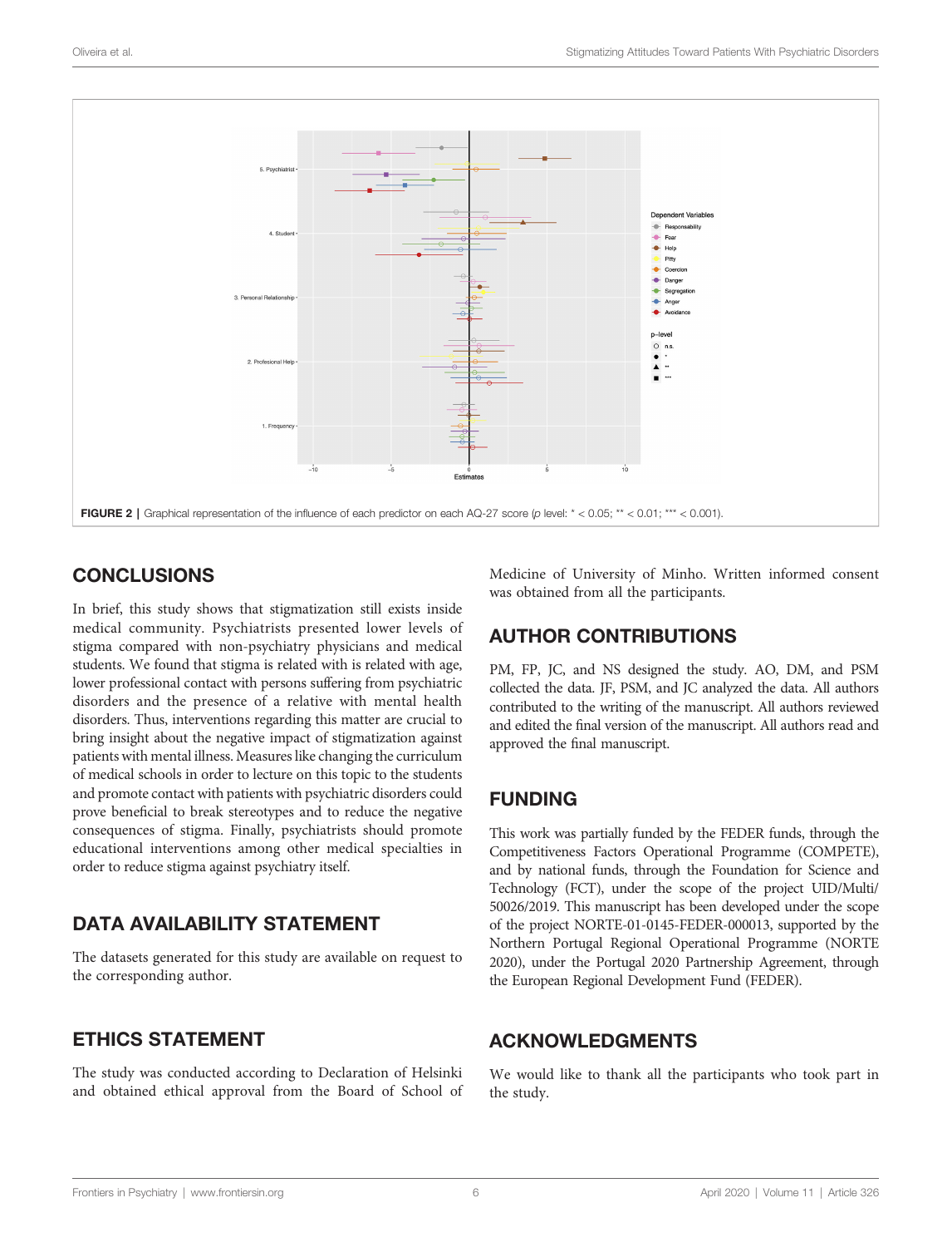FIGURE 2 | Graphical representation of the influence of each predictor on each AQ-27 score (p level: * < 0.05; ** < 0.01; *** < 0.001).

## CONCLUSIONS

In brief, this study shows that stigmatization still exists inside medical community. Psychiatrists presented lower levels of stigma compared with non-psychiatry physicians and medical students. We found that stigma is related with is related with age, lower professional contact with persons suffering from psychiatric disorders and the presence of a relative with mental health disorders. Thus, interventions regarding this matter are crucial to bring insight about the negative impact of stigmatization against patients with mental illness. Measures like changing the curriculum of medical schools in order to lecture on this topic to the students and promote contact with patients with psychiatric disorders could prove beneficial to break stereotypes and to reduce the negative consequences of stigma. Finally, psychiatrists should promote educational interventions among other medical specialties in order to reduce stigma against psychiatry itself.

## DATA AVAILABILITY STATEMENT

The datasets generated for this study are available on request to the corresponding author.

## ETHICS STATEMENT

The study was conducted according to Declaration of Helsinki and obtained ethical approval from the Board of School of Medicine of University of Minho. Written informed consent was obtained from all the participants.

## AUTHOR CONTRIBUTIONS

PM, FP, JC, and NS designed the study. AO, DM, and PSM collected the data. JF, PSM, and JC analyzed the data. All authors contributed to the writing of the manuscript. All authors reviewed and edited the final version of the manuscript. All authors read and approved the final manuscript.

## FUNDING

This work was partially funded by the FEDER funds, through the Competitiveness Factors Operational Programme (COMPETE), and by national funds, through the Foundation for Science and Technology (FCT), under the scope of the project UID/Multi/50026/2019. This manuscript has been developed under the scope of the project NORTE-01-0145-FEDER-000013, supported by the Northern Portugal Regional Operational Programme (NORTE 2020), under the Portugal 2020 Partnership Agreement, through the European Regional Development Fund (FEDER).

## ACKNOWLEDGMENTS

We would like to thank all the participants who took part in the study.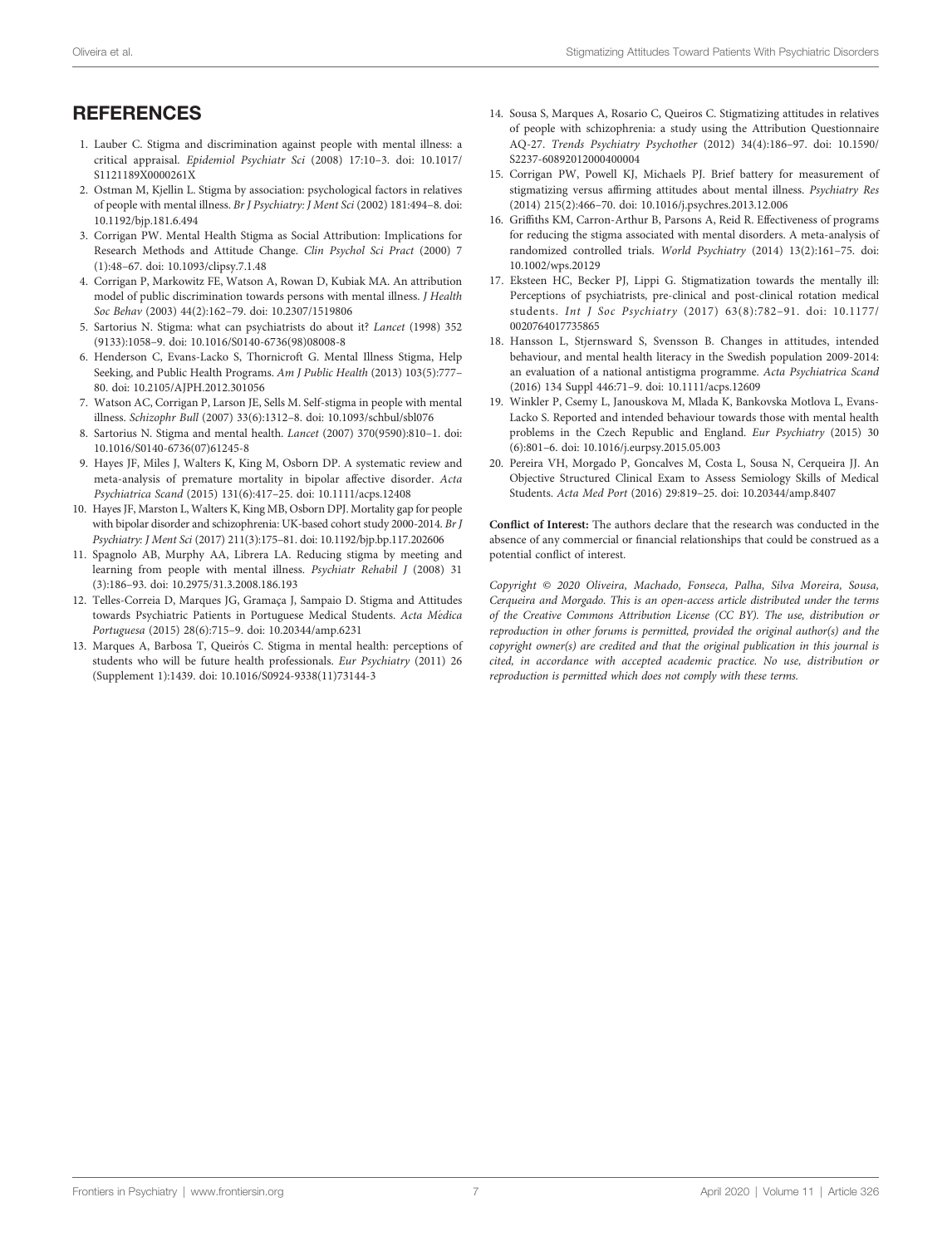## REFERENCES

1. Lauber C. Stigma and discrimination against people with mental illness: a critical appraisal. *Epidemiol Psychiatr Sci* (2008) 17:10–3. doi: 10.1017/S1121189X0000261X
2. Ostman M, Kjellin L. Stigma by association: psychological factors in relatives of people with mental illness. *Br J Psychiatry: J Ment Sci* (2002) 181:494–8. doi: 10.1192/bjp.181.6.494
3. Corrigan PW. Mental Health Stigma as Social Attribution: Implications for Research Methods and Attitude Change. *Clin Psychol Sci Pract* (2000) 7 (1):48–67. doi: 10.1093/clipsy.7.1.48
4. Corrigan P, Markowitz FE, Watson A, Rowan D, Kubiak MA. An attribution model of public discrimination towards persons with mental illness. *J Health Soc Behav* (2003) 44(2):162–79. doi: 10.2307/1519806
5. Sartorius N. Stigma: what can psychiatrists do about it? *Lancet* (1998) 352 (9133):1058–9. doi: 10.1016/S0140-6736(98)08008-8
6. Henderson C, Evans-Lacko S, Thornicroft G. Mental Illness Stigma, Help Seeking, and Public Health Programs. *Am J Public Health* (2013) 103(5):777–80. doi: 10.2105/AJPH.2012.301056
7. Watson AC, Corrigan P, Larson JE, Sells M. Self-stigma in people with mental illness. *Schizophr Bull* (2007) 33(6):1312–8. doi: 10.1093/schbul/sbl076
8. Sartorius N. Stigma and mental health. *Lancet* (2007) 370(9590):810–1. doi: 10.1016/S0140-6736(07)61245-8
9. Hayes JF, Miles J, Walters K, King M, Osborn DP. A systematic review and meta-analysis of premature mortality in bipolar affective disorder. *Acta Psychiatrica Scand* (2015) 131(6):417–25. doi: 10.1111/acps.12408
10. Hayes JF, Marston L, Walters K, King MB, Osborn DPJ. Mortality gap for people with bipolar disorder and schizophrenia: UK-based cohort study 2000-2014. *Br J Psychiatry: J Ment Sci* (2017) 211(3):175–81. doi: 10.1192/bjp.bp.117.202606
11. Spagnolo AB, Murphy AA, Librera LA. Reducing stigma by meeting and learning from people with mental illness. *Psychiatr Rehabil J* (2008) 31 (3):186–93. doi: 10.2975/31.3.2008.186.193
12. Telles-Correia D, Marques JG, Gramaça J, Sampaio D. Stigma and Attitudes towards Psychiatric Patients in Portuguese Medical Students. *Acta Mèdica Portuguesa* (2015) 28(6):715–9. doi: 10.20344/amp.6231
13. Marques A, Barbosa T, Queirós C. Stigma in mental health: perceptions of students who will be future health professionals. *Eur Psychiatry* (2011) 26 (Supplement 1):1439. doi: 10.1016/S0924-9338(11)73144-3
14. Sousa S, Marques A, Rosario C, Queiros C. Stigmatizing attitudes in relatives of people with schizophrenia: a study using the Attribution Questionnaire AQ-27. *Trends Psychiatry Psychother* (2012) 34(4):186–97. doi: 10.1590/S2237-60892012000400004
15. Corrigan PW, Powell KJ, Michaels PJ. Brief battery for measurement of stigmatizing versus affirming attitudes about mental illness. *Psychiatry Res* (2014) 215(2):466–70. doi: 10.1016/j.psychres.2013.12.006
16. Griffiths KM, Carron-Arthur B, Parsons A, Reid R. Effectiveness of programs for reducing the stigma associated with mental disorders. A meta-analysis of randomized controlled trials. *World Psychiatry* (2014) 13(2):161–75. doi: 10.1002/wps.20129
17. Eksteen HC, Becker PJ, Lippi G. Stigmatization towards the mentally ill: Perceptions of psychiatrists, pre-clinical and post-clinical rotation medical students. *Int J Soc Psychiatry* (2017) 63(8):782–91. doi: 10.1177/0020764017735865
18. Hansson L, Stjernsward S, Svensson B. Changes in attitudes, intended behaviour, and mental health literacy in the Swedish population 2009-2014: an evaluation of a national antistigma programme. *Acta Psychiatrica Scand* (2016) 134 Suppl 446:71–9. doi: 10.1111/acps.12609
19. Winkler P, Csemy L, Janouskova M, Mlada K, Bankovska Motlova L, Evans-Lacko S. Reported and intended behaviour towards those with mental health problems in the Czech Republic and England. *Eur Psychiatry* (2015) 30 (6):801–6. doi: 10.1016/j.eurpsy.2015.05.003
20. Pereira VH, Morgado P, Goncalves M, Costa L, Sousa N, Cerqueira JJ. An Objective Structured Clinical Exam to Assess Semiology Skills of Medical Students. *Acta Med Port* (2016) 29:819–25. doi: 10.20344/amp.8407

**Conflict of Interest:** The authors declare that the research was conducted in the absence of any commercial or financial relationships that could be construed as a potential conflict of interest.

*Copyright © 2020 Oliveira, Machado, Fonseca, Palha, Silva Moreira, Sousa, Cerqueira and Morgado. This is an open-access article distributed under the terms of the Creative Commons Attribution License (CC BY). The use, distribution or reproduction in other forums is permitted, provided the original author(s) and the copyright owner(s) are credited and that the original publication in this journal is cited, in accordance with accepted academic practice. No use, distribution or reproduction is permitted which does not comply with these terms.*